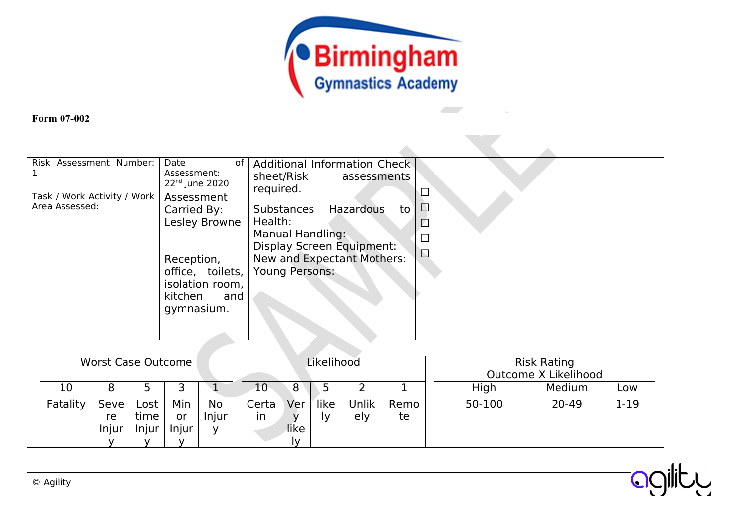Birmingham Gymnastics Academy

**Form 07-002**

| Risk Assessment Number: 1 | Date of Assessment: 22nd June 2020 | Additional Information Check sheet/Risk assessments required. | | |
|---|---|---|---|---|
| Task / Work Activity / Work Area Assessed: | Assessment Carried By: Lesley Browne<br><br>Reception, office, toilets, isolation room, kitchen and gymnasium. | Substances Hazardous to Health:<br>Manual Handling:<br>Display Screen Equipment:<br>New and Expectant Mothers:<br>Young Persons: | ☐<br>☐<br>☐<br>☐<br>☐<br>☐ | |

| Worst Case Outcome | | | | | Likelihood | | | | | Risk Rating Outcome X Likelihood | | |
|---|---|---|---|---|---|---|---|---|---|---|---|---|
| 10 | 8 | 5 | 3 | 1 | 10 | 8 | 5 | 2 | 1 | High | Medium | Low |
| Fatality | Severe Injury | Lost time Injury | Minor Injury | No Injury | Certain | Very likely | likely | Unlikely | Remote | 50-100 | 20-49 | 1-19 |

© Agility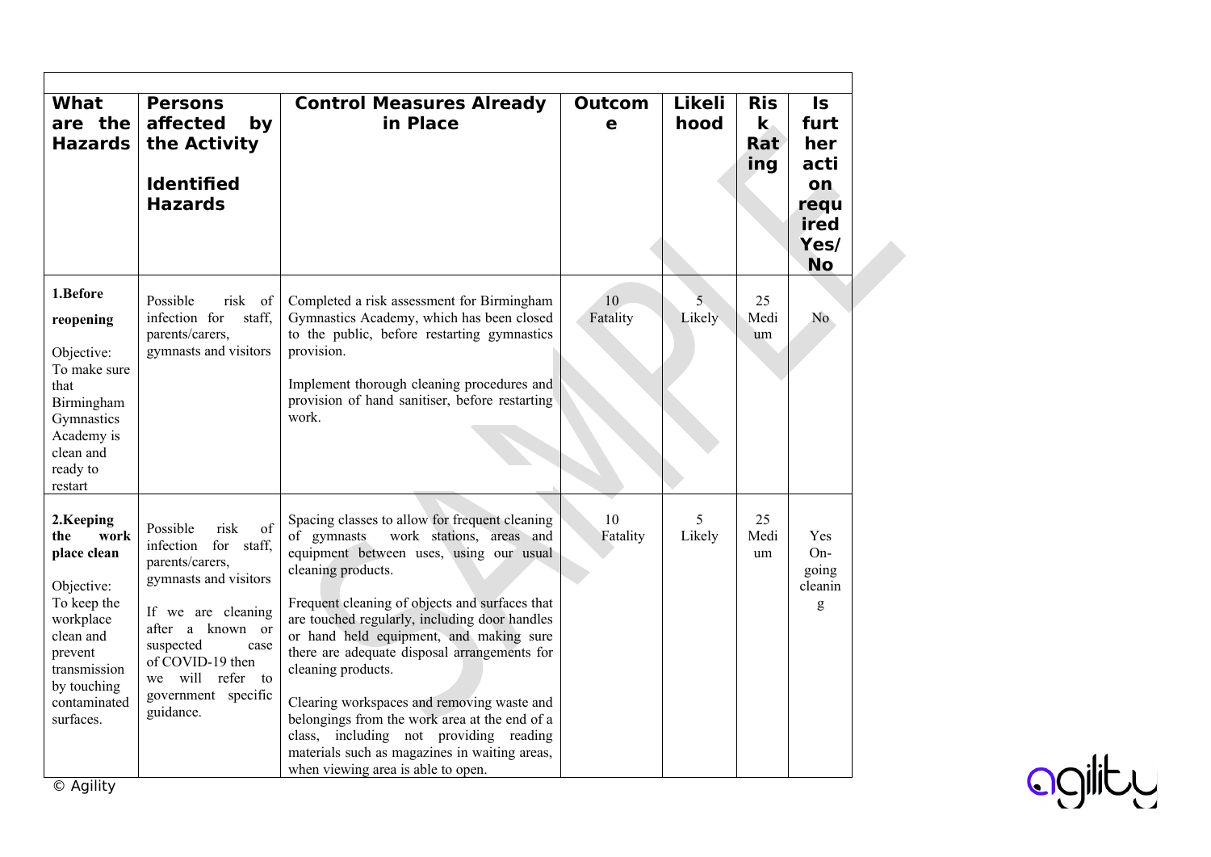| What are the Hazards | Persons affected by the Activity<br><br>Identified Hazards | Control Measures Already in Place | Outcome | Likelihood | Risk Rating | Is further action required Yes/No |
|---|---|---|---|---|---|---|
| **1.Before reopening**<br><br>Objective: To make sure that Birmingham Gymnastics Academy is clean and ready to restart | Possible risk of infection for staff, parents/carers, gymnasts and visitors | Completed a risk assessment for Birmingham Gymnastics Academy, which has been closed to the public, before restarting gymnastics provision.<br><br>Implement thorough cleaning procedures and provision of hand sanitiser, before restarting work. | 10 Fatality | 5 Likely | 25 Medium | No |
| **2.Keeping the work place clean**<br><br>Objective: To keep the workplace clean and prevent transmission by touching contaminated surfaces. | Possible risk of infection for staff, parents/carers, gymnasts and visitors<br><br>If we are cleaning after a known or suspected case of COVID-19 then we will refer to government specific guidance. | Spacing classes to allow for frequent cleaning of gymnasts work stations, areas and equipment between uses, using our usual cleaning products.<br><br>Frequent cleaning of objects and surfaces that are touched regularly, including door handles or hand held equipment, and making sure there are adequate disposal arrangements for cleaning products.<br><br>Clearing workspaces and removing waste and belongings from the work area at the end of a class, including not providing reading materials such as magazines in waiting areas, when viewing area is able to open. | 10 Fatality | 5 Likely | 25 Medium | Yes On-going cleaning |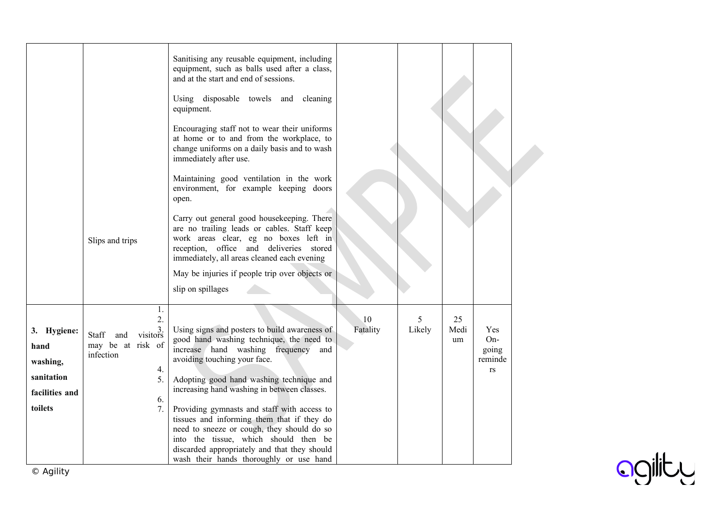| | | | | | | |
|---|---|---|---|---|---|---|
| | | Sanitising any reusable equipment, including equipment, such as balls used after a class, and at the start and end of sessions.<br><br>Using disposable towels and cleaning equipment.<br><br>Encouraging staff not to wear their uniforms at home or to and from the workplace, to change uniforms on a daily basis and to wash immediately after use.<br><br>Maintaining good ventilation in the work environment, for example keeping doors open. | | | | |
| | Slips and trips | Carry out general good housekeeping. There are no trailing leads or cables. Staff keep work areas clear, eg no boxes left in reception, office and deliveries stored immediately, all areas cleaned each evening<br><br>May be injuries if people trip over objects or slip on spillages | | | | |
| **3. Hygiene: hand washing, sanitation facilities and toilets** | 1.<br>2.<br>3.<br>Staff and visitors may be at risk of infection<br>4.<br>5.<br>6.<br>7. | Using signs and posters to build awareness of good hand washing technique, the need to increase hand washing frequency and avoiding touching your face.<br><br>Adopting good hand washing technique and increasing hand washing in between classes.<br><br>Providing gymnasts and staff with access to tissues and informing them that if they do need to sneeze or cough, they should do so into the tissue, which should then be discarded appropriately and that they should wash their hands thoroughly or use hand | 10 Fatality | 5 Likely | 25 Medium | Yes On-going reminders |

© Agility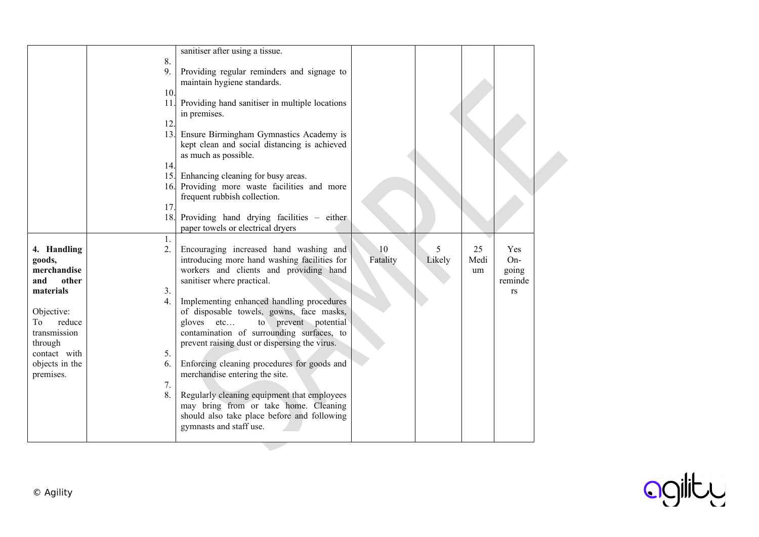| | | | | | | |
|---|---|---|---|---|---|---|
| | | sanitiser after using a tissue.<br>8.<br>9. Providing regular reminders and signage to maintain hygiene standards.<br>10.<br>11. Providing hand sanitiser in multiple locations in premises.<br>12.<br>13. Ensure Birmingham Gymnastics Academy is kept clean and social distancing is achieved as much as possible.<br>14.<br>15. Enhancing cleaning for busy areas.<br>16. Providing more waste facilities and more frequent rubbish collection.<br>17.<br>18. Providing hand drying facilities – either paper towels or electrical dryers | | | | |
| **4. Handling goods, merchandise and other materials**<br><br>Objective: To reduce transmission through contact with objects in the premises. | | 1.<br>2. Encouraging increased hand washing and introducing more hand washing facilities for workers and clients and providing hand sanitiser where practical.<br>3.<br>4. Implementing enhanced handling procedures of disposable towels, gowns, face masks, gloves etc… to prevent potential contamination of surrounding surfaces, to prevent raising dust or dispersing the virus.<br>5.<br>6. Enforcing cleaning procedures for goods and merchandise entering the site.<br>7.<br>8. Regularly cleaning equipment that employees may bring from or take home. Cleaning should also take place before and following gymnasts and staff use. | 10 Fatality | 5 Likely | 25 Medium | Yes On-going reminders |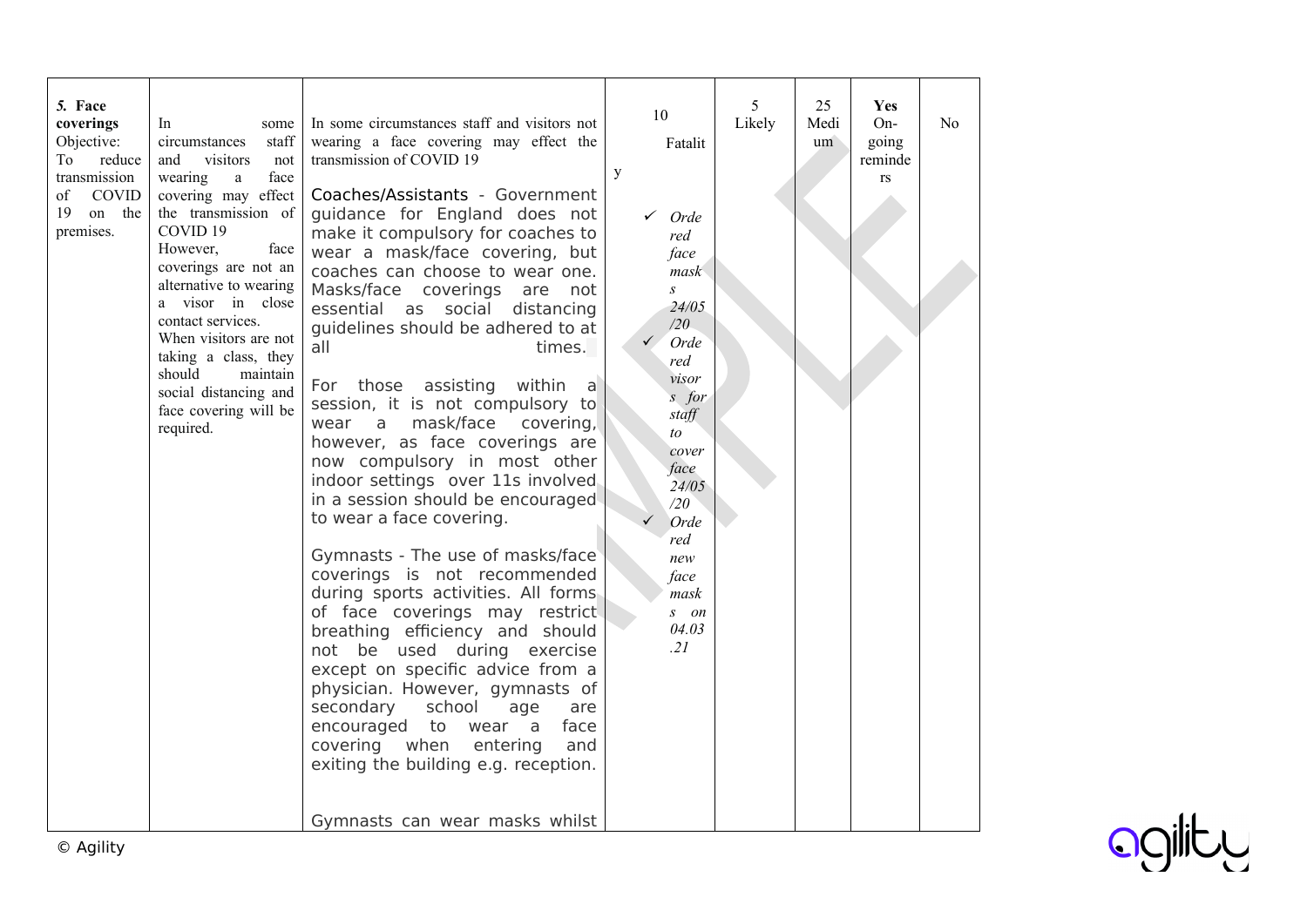| **5. Face coverings** Objective: To reduce transmission of COVID 19 on the premises. | In some circumstances staff and visitors not wearing a face covering may effect the transmission of COVID 19 However, face coverings are not an alternative to wearing a visor in close contact services. When visitors are not taking a class, they should maintain social distancing and face covering will be required. | In some circumstances staff and visitors not wearing a face covering may effect the transmission of COVID 19<br><br>Coaches/Assistants - Government guidance for England does not make it compulsory for coaches to wear a mask/face covering, but coaches can choose to wear one. Masks/face coverings are not essential as social distancing guidelines should be adhered to at all times.<br><br>For those assisting within a session, it is not compulsory to wear a mask/face covering, however, as face coverings are now compulsory in most other indoor settings over 11s involved in a session should be encouraged to wear a face covering.<br><br>Gymnasts - The use of masks/face coverings is not recommended during sports activities. All forms of face coverings may restrict breathing efficiency and should not be used during exercise except on specific advice from a physician. However, gymnasts of secondary school age are encouraged to wear a face covering when entering and exiting the building e.g. reception.<br><br>Gymnasts can wear masks whilst | 10 Fatality<br><br>✓ *Ordered face masks 24/05/20*<br>✓ *Ordered visors for staff to cover face 24/05/20*<br>✓ *Ordered new face masks on 04.03.21* | 5 Likely | 25 Medium | **Yes** On-going reminders | No |
|---|---|---|---|---|---|---|---|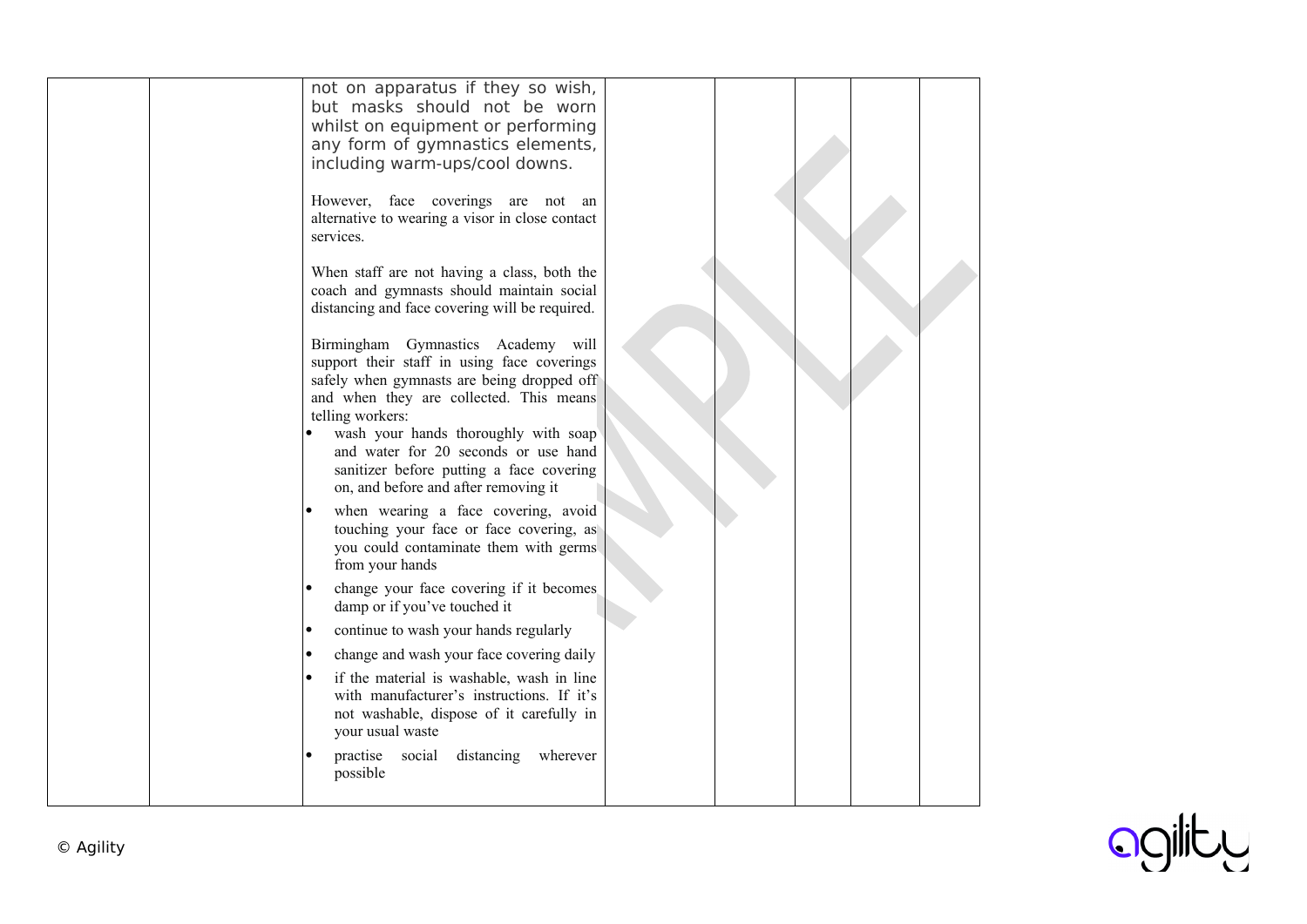| | | | | | | | |
|---|---|---|---|---|---|---|---|
| | | not on apparatus if they so wish, but masks should not be worn whilst on equipment or performing any form of gymnastics elements, including warm-ups/cool downs.<br><br>However, face coverings are not an alternative to wearing a visor in close contact services.<br><br>When staff are not having a class, both the coach and gymnasts should maintain social distancing and face covering will be required.<br><br>Birmingham Gymnastics Academy will support their staff in using face coverings safely when gymnasts are being dropped off and when they are collected. This means telling workers:<br>• wash your hands thoroughly with soap and water for 20 seconds or use hand sanitizer before putting a face covering on, and before and after removing it<br>• when wearing a face covering, avoid touching your face or face covering, as you could contaminate them with germs from your hands<br>• change your face covering if it becomes damp or if you've touched it<br>• continue to wash your hands regularly<br>• change and wash your face covering daily<br>• if the material is washable, wash in line with manufacturer's instructions. If it's not washable, dispose of it carefully in your usual waste<br>• practise social distancing wherever possible | | | | | |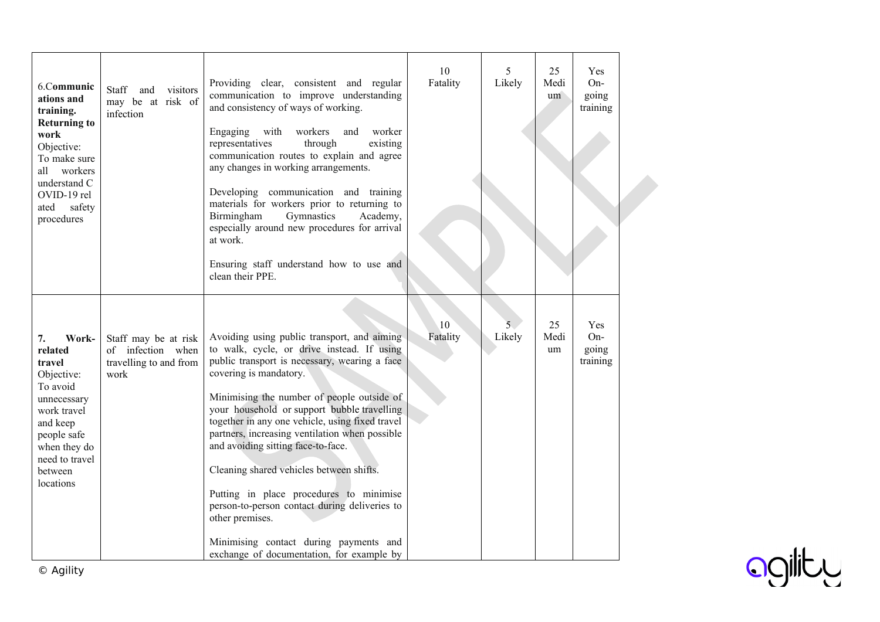| | | | | | | |
|---|---|---|---|---|---|---|
| 6.**Communications and training. Returning to work** Objective: To make sure all workers understand COVID-19 related safety procedures | Staff and visitors may be at risk of infection | Providing clear, consistent and regular communication to improve understanding and consistency of ways of working.<br><br>Engaging with workers and worker representatives through existing communication routes to explain and agree any changes in working arrangements.<br><br>Developing communication and training materials for workers prior to returning to Birmingham Gymnastics Academy, especially around new procedures for arrival at work.<br><br>Ensuring staff understand how to use and clean their PPE. | 10 Fatality | 5 Likely | 25 Medium | Yes On-going training |
| **7. Work-related travel** Objective: To avoid unnecessary work travel and keep people safe when they do need to travel between locations | Staff may be at risk of infection when travelling to and from work | Avoiding using public transport, and aiming to walk, cycle, or drive instead. If using public transport is necessary, wearing a face covering is mandatory.<br><br>Minimising the number of people outside of your household or support bubble travelling together in any one vehicle, using fixed travel partners, increasing ventilation when possible and avoiding sitting face-to-face.<br><br>Cleaning shared vehicles between shifts.<br><br>Putting in place procedures to minimise person-to-person contact during deliveries to other premises.<br><br>Minimising contact during payments and exchange of documentation, for example by | 10 Fatality | 5 Likely | 25 Medium | Yes On-going training |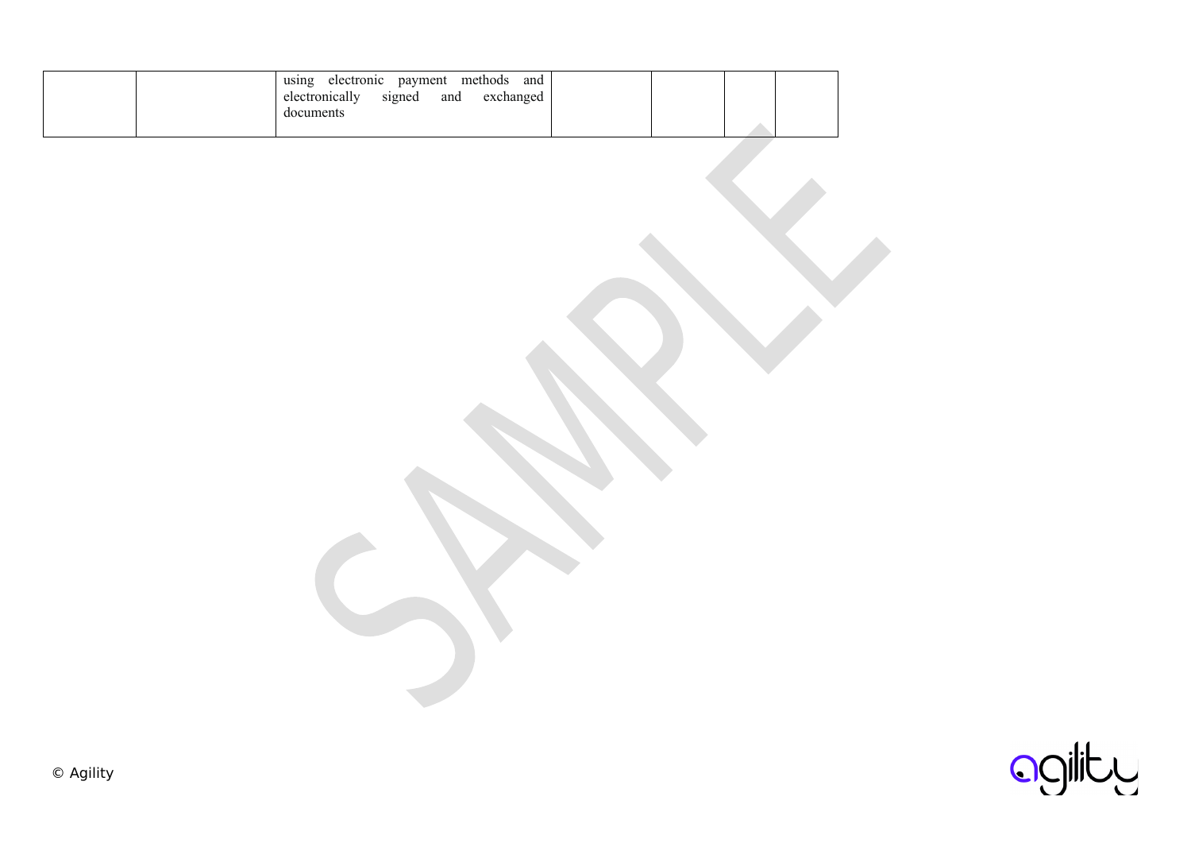| | | | | | | |
|---|---|---|---|---|---|---|
| | | using electronic payment methods and electronically signed and exchanged documents | | | | |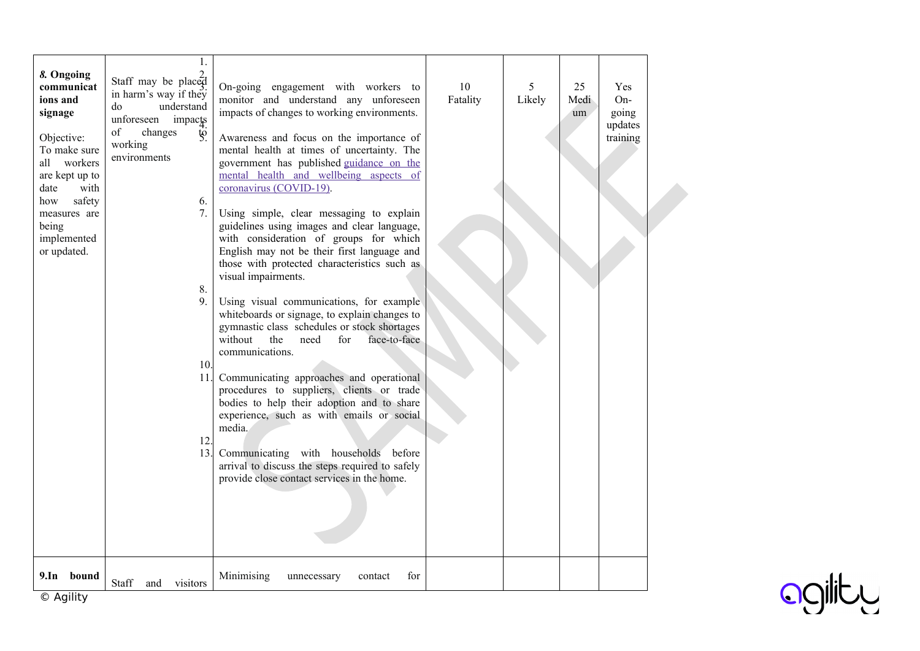| | | | | | | |
|---|---|---|---|---|---|---|
| ***8.* Ongoing communications and signage**<br><br>Objective: To make sure all workers are kept up to date with how safety measures are being implemented or updated. | Staff may be placed in harm's way if they do understand unforeseen impacts of changes to working environments | On-going engagement with workers to monitor and understand any unforeseen impacts of changes to working environments.<br><br>Awareness and focus on the importance of mental health at times of uncertainty. The government has published guidance on the mental health and wellbeing aspects of coronavirus (COVID-19).<br><br>Using simple, clear messaging to explain guidelines using images and clear language, with consideration of groups for which English may not be their first language and those with protected characteristics such as visual impairments.<br><br>Using visual communications, for example whiteboards or signage, to explain changes to gymnastic class schedules or stock shortages without the need for face-to-face communications.<br><br>Communicating approaches and operational procedures to suppliers, clients or trade bodies to help their adoption and to share experience, such as with emails or social media.<br><br>Communicating with households before arrival to discuss the steps required to safely provide close contact services in the home. | 10 Fatality | 5 Likely | 25 Medium | Yes On-going updates training |
| **9.In bound** | Staff and visitors | Minimising unnecessary contact for | | | | |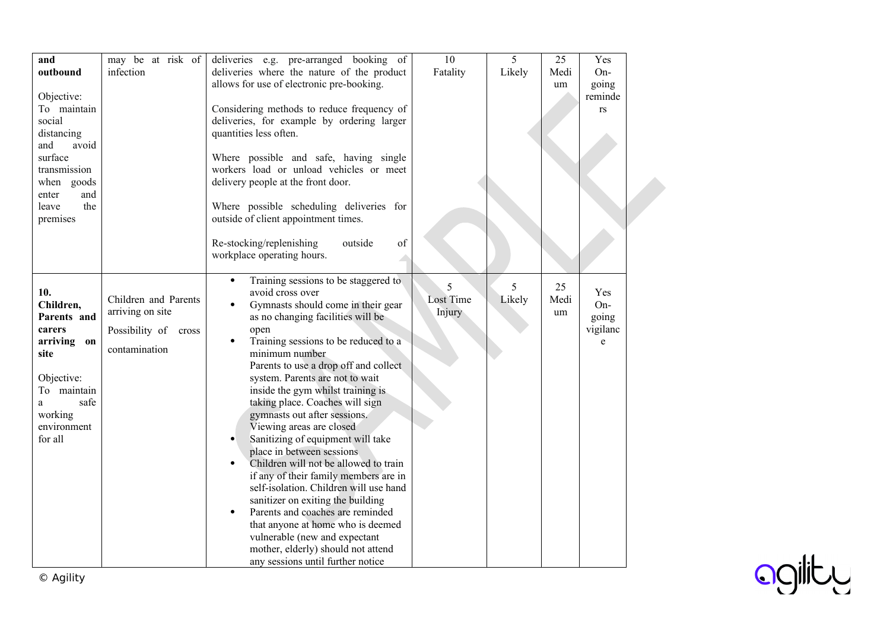| | | | | | | |
|---|---|---|---|---|---|---|
| **and outbound**<br><br>Objective: To maintain social distancing and avoid surface transmission when goods enter and leave the premises | may be at risk of infection | deliveries e.g. pre-arranged booking of deliveries where the nature of the product allows for use of electronic pre-booking.<br><br>Considering methods to reduce frequency of deliveries, for example by ordering larger quantities less often.<br><br>Where possible and safe, having single workers load or unload vehicles or meet delivery people at the front door.<br><br>Where possible scheduling deliveries for outside of client appointment times.<br><br>Re-stocking/replenishing outside of workplace operating hours. | 10 Fatality | 5 Likely | 25 Medium | Yes On-going reminders |
| **10. Children, Parents and carers arriving on site**<br><br>Objective: To maintain a safe working environment for all | Children and Parents arriving on site<br><br>Possibility of cross contamination | • Training sessions to be staggered to avoid cross over<br>• Gymnasts should come in their gear as no changing facilities will be open<br>• Training sessions to be reduced to a minimum number<br>Parents to use a drop off and collect system. Parents are not to wait inside the gym whilst training is taking place. Coaches will sign gymnasts out after sessions.<br>Viewing areas are closed<br>• Sanitizing of equipment will take place in between sessions<br>• Children will not be allowed to train if any of their family members are in self-isolation. Children will use hand sanitizer on exiting the building<br>• Parents and coaches are reminded that anyone at home who is deemed vulnerable (new and expectant mother, elderly) should not attend any sessions until further notice | 5 Lost Time Injury | 5 Likely | 25 Medium | Yes On-going vigilance |

© Agility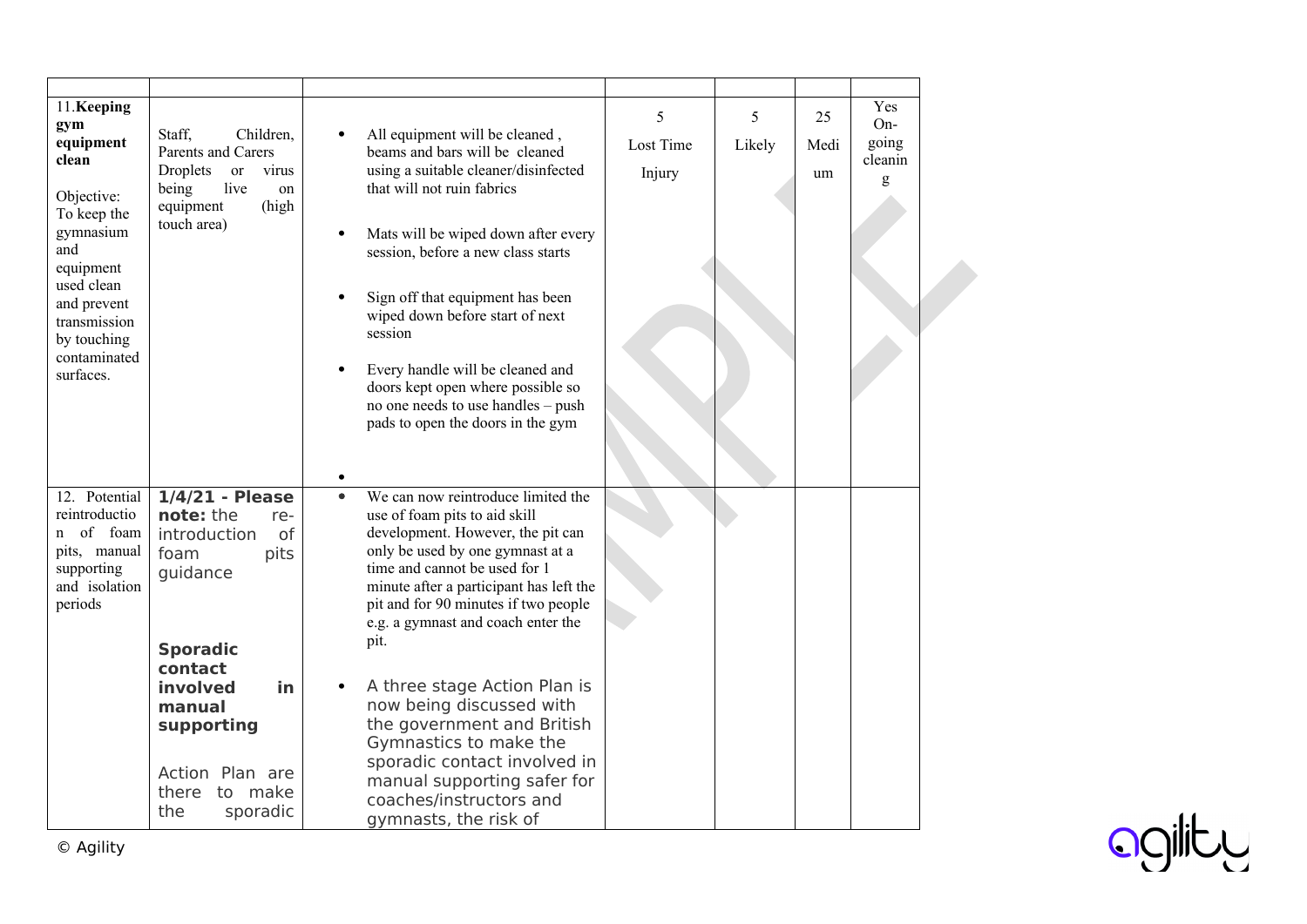| | | | | | | |
|---|---|---|---|---|---|---|
| 11. **Keeping gym equipment clean**<br><br>Objective: To keep the gymnasium and equipment used clean and prevent transmission by touching contaminated surfaces. | Staff, Children, Parents and Carers Droplets or virus being live on equipment (high touch area) | • All equipment will be cleaned , beams and bars will be cleaned using a suitable cleaner/disinfected that will not ruin fabrics<br><br>• Mats will be wiped down after every session, before a new class starts<br><br>• Sign off that equipment has been wiped down before start of next session<br><br>• Every handle will be cleaned and doors kept open where possible so no one needs to use handles – push pads to open the doors in the gym<br><br>• | 5<br>Lost Time Injury | 5<br>Likely | 25<br>Medium | Yes<br>On-going cleaning |
| 12. Potential reintroduction of foam pits, manual supporting and isolation periods | **1/4/21 - Please note:** the re-introduction of foam pits guidance<br><br>**Sporadic contact involved in manual supporting**<br><br>Action Plan are there to make the sporadic | • We can now reintroduce limited the use of foam pits to aid skill development. However, the pit can only be used by one gymnast at a time and cannot be used for 1 minute after a participant has left the pit and for 90 minutes if two people e.g. a gymnast and coach enter the pit.<br><br>• A three stage Action Plan is now being discussed with the government and British Gymnastics to make the sporadic contact involved in manual supporting safer for coaches/instructors and gymnasts, the risk of | | | | |

© Agility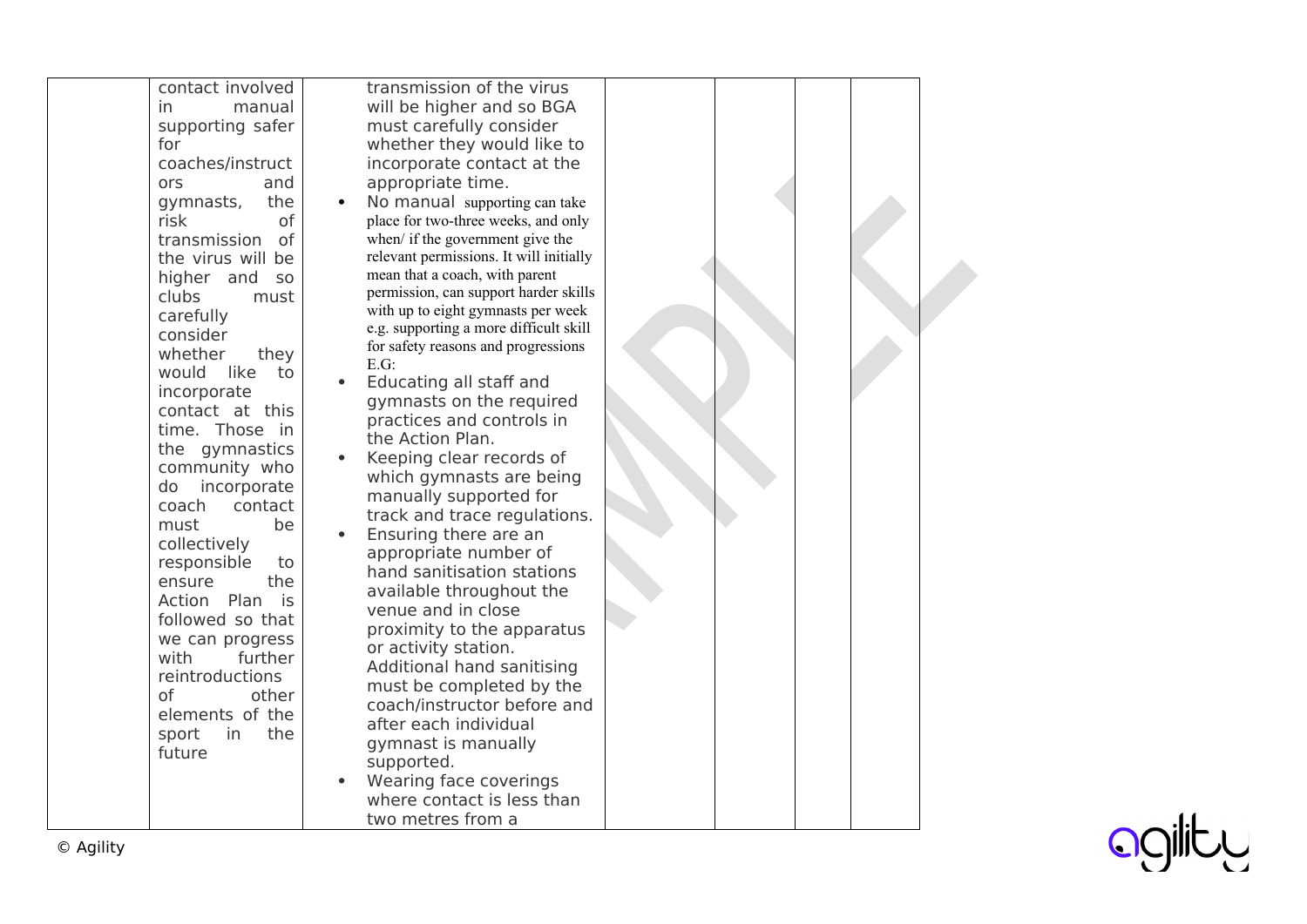|  |  |  |  |  |  |  |
|---|---|---|---|---|---|---|
|  | contact involved in manual supporting safer for coaches/instructors and gymnasts, the risk of transmission of the virus will be higher and so clubs must carefully consider whether they would like to incorporate contact at this time. Those in the gymnastics community who do incorporate coach contact must be collectively responsible to ensure the Action Plan is followed so that we can progress with further reintroductions of other elements of the sport in the future | transmission of the virus will be higher and so BGA must carefully consider whether they would like to incorporate contact at the appropriate time.<br>• No manual supporting can take place for two-three weeks, and only when/ if the government give the relevant permissions. It will initially mean that a coach, with parent permission, can support harder skills with up to eight gymnasts per week e.g. supporting a more difficult skill for safety reasons and progressions E.G:<br>• Educating all staff and gymnasts on the required practices and controls in the Action Plan.<br>• Keeping clear records of which gymnasts are being manually supported for track and trace regulations.<br>• Ensuring there are an appropriate number of hand sanitisation stations available throughout the venue and in close proximity to the apparatus or activity station. Additional hand sanitising must be completed by the coach/instructor before and after each individual gymnast is manually supported.<br>• Wearing face coverings where contact is less than two metres from a |  |  |  |  |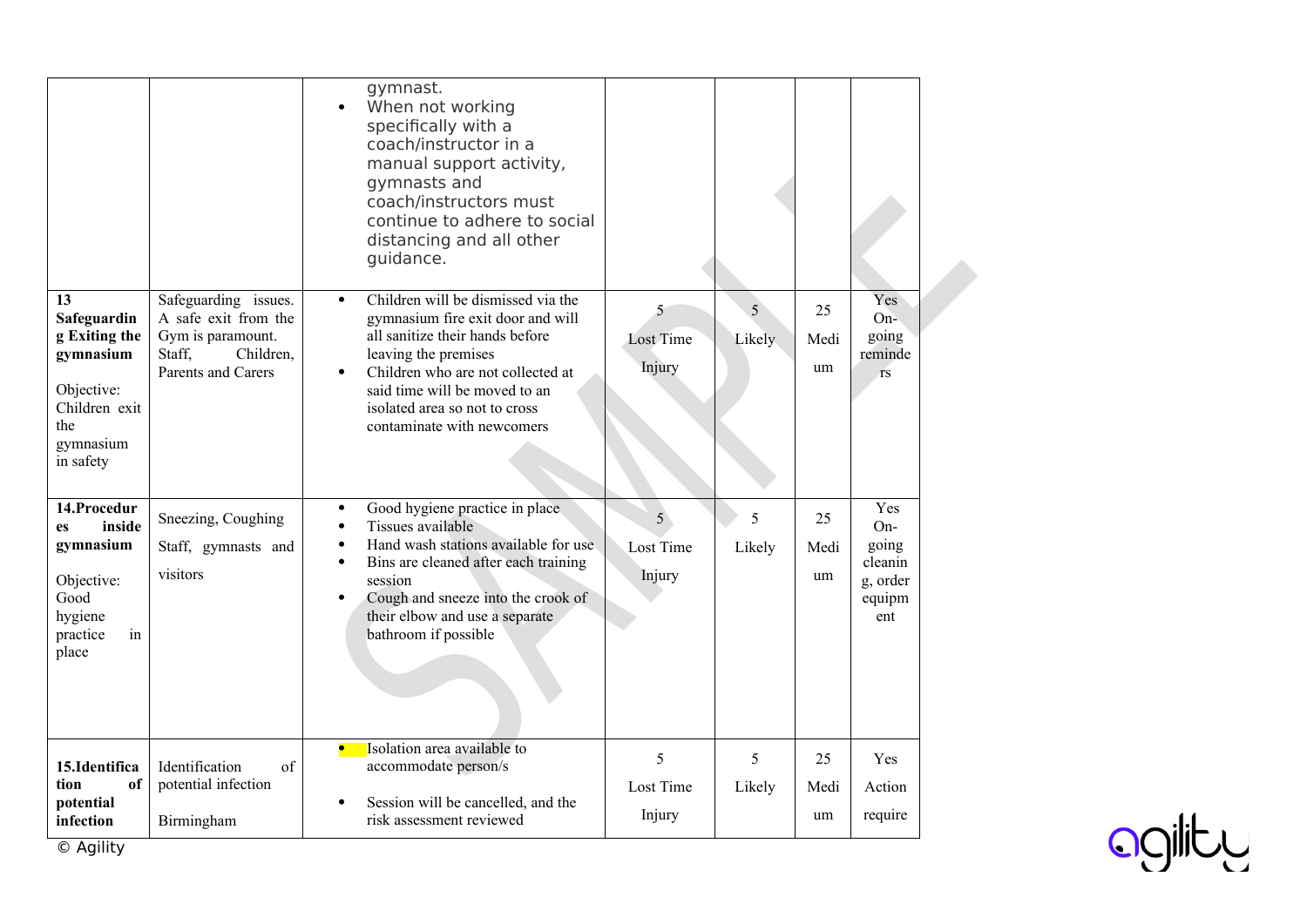| | | | | | | |
|---|---|---|---|---|---|---|
| | | gymnast.<br>• When not working specifically with a coach/instructor in a manual support activity, gymnasts and coach/instructors must continue to adhere to social distancing and all other guidance. | | | | |
| **13 Safeguarding Exiting the gymnasium**<br><br>Objective: Children exit the gymnasium in safety | Safeguarding issues. A safe exit from the Gym is paramount. Staff, Children, Parents and Carers | • Children will be dismissed via the gymnasium fire exit door and will all sanitize their hands before leaving the premises<br>• Children who are not collected at said time will be moved to an isolated area so not to cross contaminate with newcomers | 5<br>Lost Time Injury | 5<br>Likely | 25<br>Medium | Yes<br>On-going reminders |
| **14.Procedures inside gymnasium**<br><br>Objective: Good hygiene practice in place | Sneezing, Coughing<br>Staff, gymnasts and visitors | • Good hygiene practice in place<br>• Tissues available<br>• Hand wash stations available for use<br>• Bins are cleaned after each training session<br>• Cough and sneeze into the crook of their elbow and use a separate bathroom if possible | 5<br>Lost Time Injury | 5<br>Likely | 25<br>Medium | Yes<br>On-going cleaning, order equipment |
| **15.Identification of potential infection** | Identification of potential infection<br>Birmingham | • Isolation area available to accommodate person/s<br>• Session will be cancelled, and the risk assessment reviewed | 5<br>Lost Time Injury | 5<br>Likely | 25<br>Medium | Yes<br>Action require |

© Agility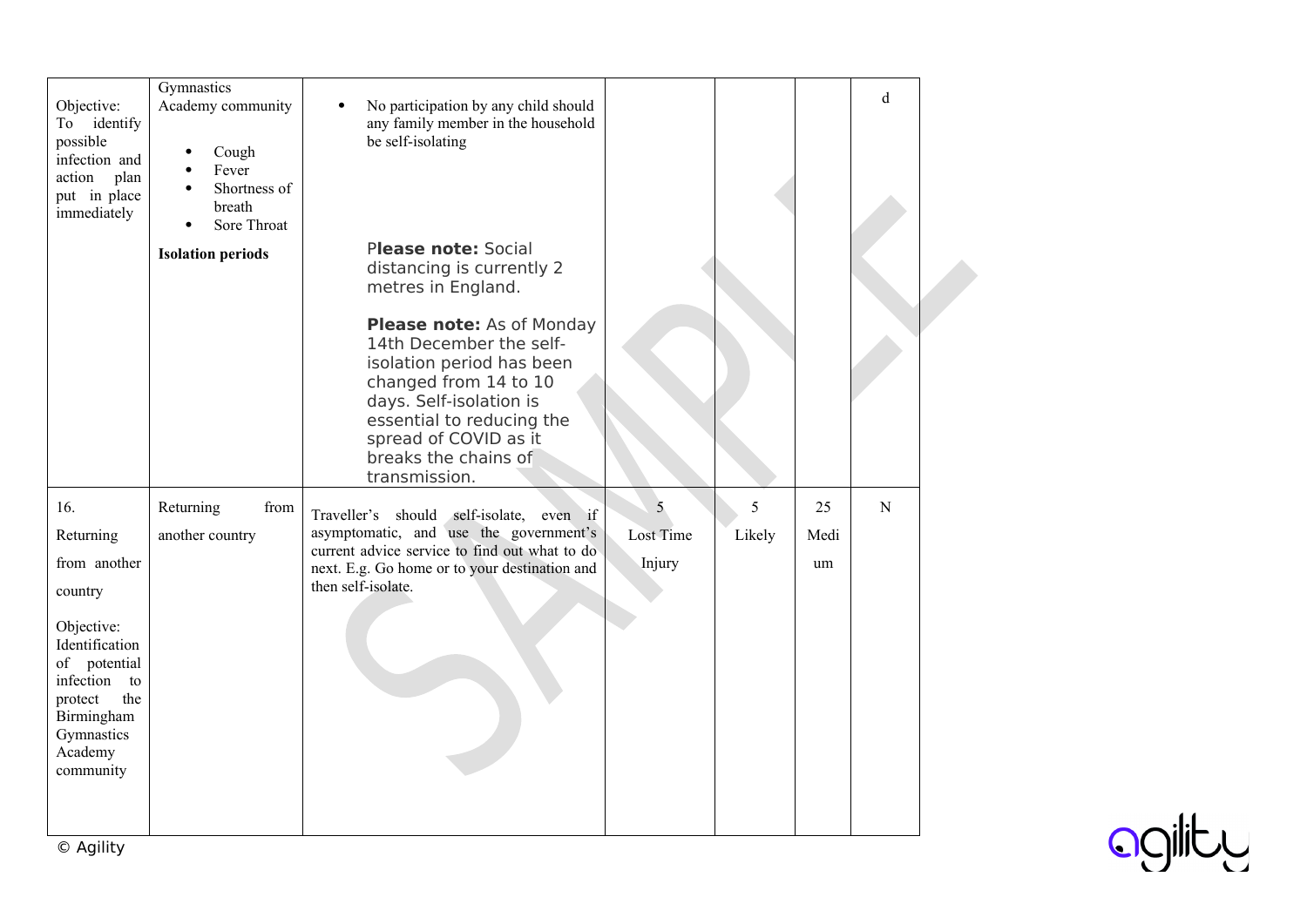| | | | | | | |
|---|---|---|---|---|---|---|
| Objective: To identify possible infection and action plan put in place immediately | Gymnastics Academy community<br>• Cough<br>• Fever<br>• Shortness of breath<br>• Sore Throat<br>**Isolation periods** | • No participation by any child should any family member in the household be self-isolating<br><br>P**lease note:** Social distancing is currently 2 metres in England.<br><br>**Please note:** As of Monday 14th December the self-isolation period has been changed from 14 to 10 days. Self-isolation is essential to reducing the spread of COVID as it breaks the chains of transmission. | | | | d |
| 16. Returning from another country<br><br>Objective: Identification of potential infection to protect the Birmingham Gymnastics Academy community | Returning from another country | Traveller's should self-isolate, even if asymptomatic, and use the government's current advice service to find out what to do next. E.g. Go home or to your destination and then self-isolate. | 5 Lost Time Injury | 5 Likely | 25 Medium | N |

© Agility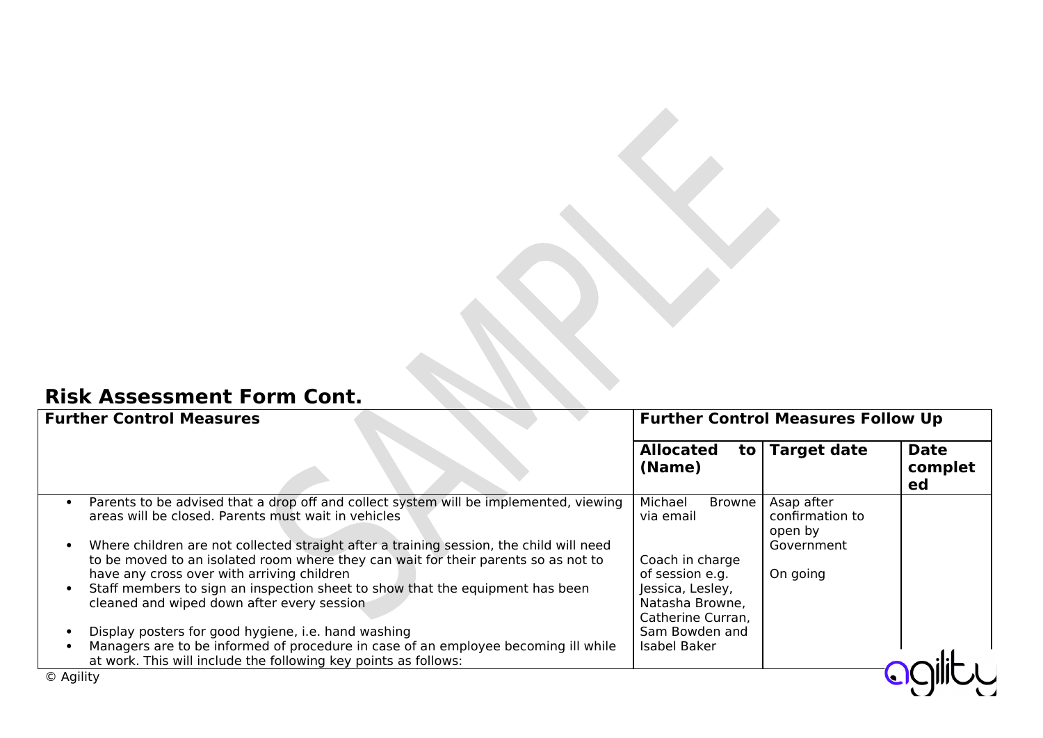## Risk Assessment Form Cont.

| Further Control Measures | Further Control Measures Follow Up | | |
|---|---|---|---|
| | Allocated to (Name) | Target date | Date completed |
| • Parents to be advised that a drop off and collect system will be implemented, viewing areas will be closed. Parents must wait in vehicles<br><br>• Where children are not collected straight after a training session, the child will need to be moved to an isolated room where they can wait for their parents so as not to have any cross over with arriving children<br>• Staff members to sign an inspection sheet to show that the equipment has been cleaned and wiped down after every session<br><br>• Display posters for good hygiene, i.e. hand washing<br>• Managers are to be informed of procedure in case of an employee becoming ill while at work. This will include the following key points as follows: | Michael Browne via email<br><br>Coach in charge of session e.g. Jessica, Lesley, Natasha Browne, Catherine Curran, Sam Bowden and Isabel Baker | Asap after confirmation to open by Government<br><br>On going | |

© Agility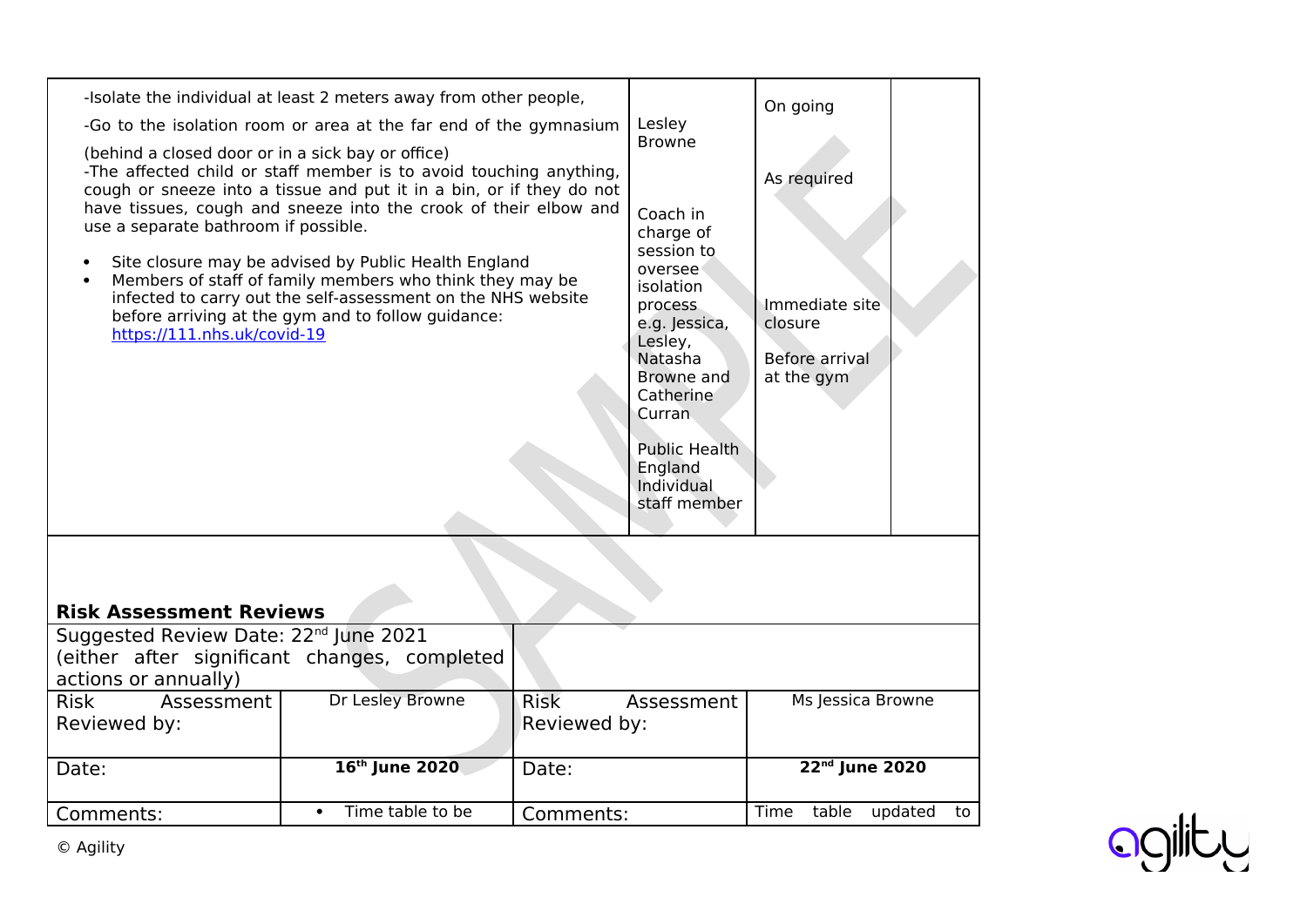| | | | |
|---|---|---|---|
| -Isolate the individual at least 2 meters away from other people,<br>-Go to the isolation room or area at the far end of the gymnasium (behind a closed door or in a sick bay or office)<br>-The affected child or staff member is to avoid touching anything, cough or sneeze into a tissue and put it in a bin, or if they do not have tissues, cough and sneeze into the crook of their elbow and use a separate bathroom if possible.<br><br>- Site closure may be advised by Public Health England<br>- Members of staff of family members who think they may be infected to carry out the self-assessment on the NHS website before arriving at the gym and to follow guidance: [https://111.nhs.uk/covid-19](https://111.nhs.uk/covid-19) | Lesley Browne<br><br>Coach in charge of session to oversee isolation process e.g. Jessica, Lesley, Natasha Browne and Catherine Curran<br><br>Public Health England<br>Individual staff member | On going<br><br>As required<br><br>Immediate site closure<br><br>Before arrival at the gym | |

### Risk Assessment Reviews

| | | | |
|---|---|---|---|
| Suggested Review Date: 22nd June 2021 (either after significant changes, completed actions or annually) | | | |
| Risk Assessment Reviewed by: | Dr Lesley Browne | Risk Assessment Reviewed by: | Ms Jessica Browne |
| Date: | **16th June 2020** | Date: | **22nd June 2020** |
| Comments: | - Time table to be | Comments: | Time table updated to |

© Agility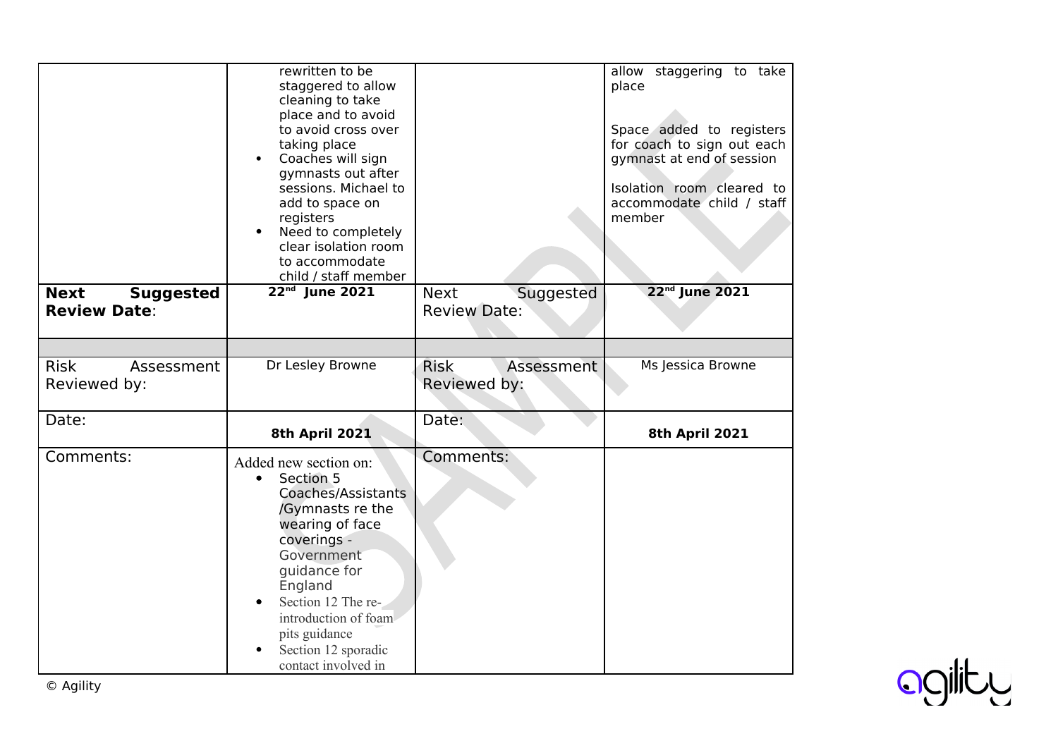| | | | |
|---|---|---|---|
| | rewritten to be staggered to allow cleaning to take place and to avoid to avoid cross over taking place<br>• Coaches will sign gymnasts out after sessions. Michael to add to space on registers<br>• Need to completely clear isolation room to accommodate child / staff member | | allow staggering to take place<br><br>Space added to registers for coach to sign out each gymnast at end of session<br><br>Isolation room cleared to accommodate child / staff member |
| **Next Suggested Review Date**: | **22nd June 2021** | Next Suggested Review Date: | **22nd June 2021** |
| | | | |
| Risk Assessment Reviewed by: | Dr Lesley Browne | Risk Assessment Reviewed by: | Ms Jessica Browne |
| Date: | **8th April 2021** | Date: | **8th April 2021** |
| Comments: | Added new section on:<br>• Section 5 Coaches/Assistants /Gymnasts re the wearing of face coverings - Government guidance for England<br>• Section 12 The re-introduction of foam pits guidance<br>• Section 12 sporadic contact involved in | Comments: | |

© Agility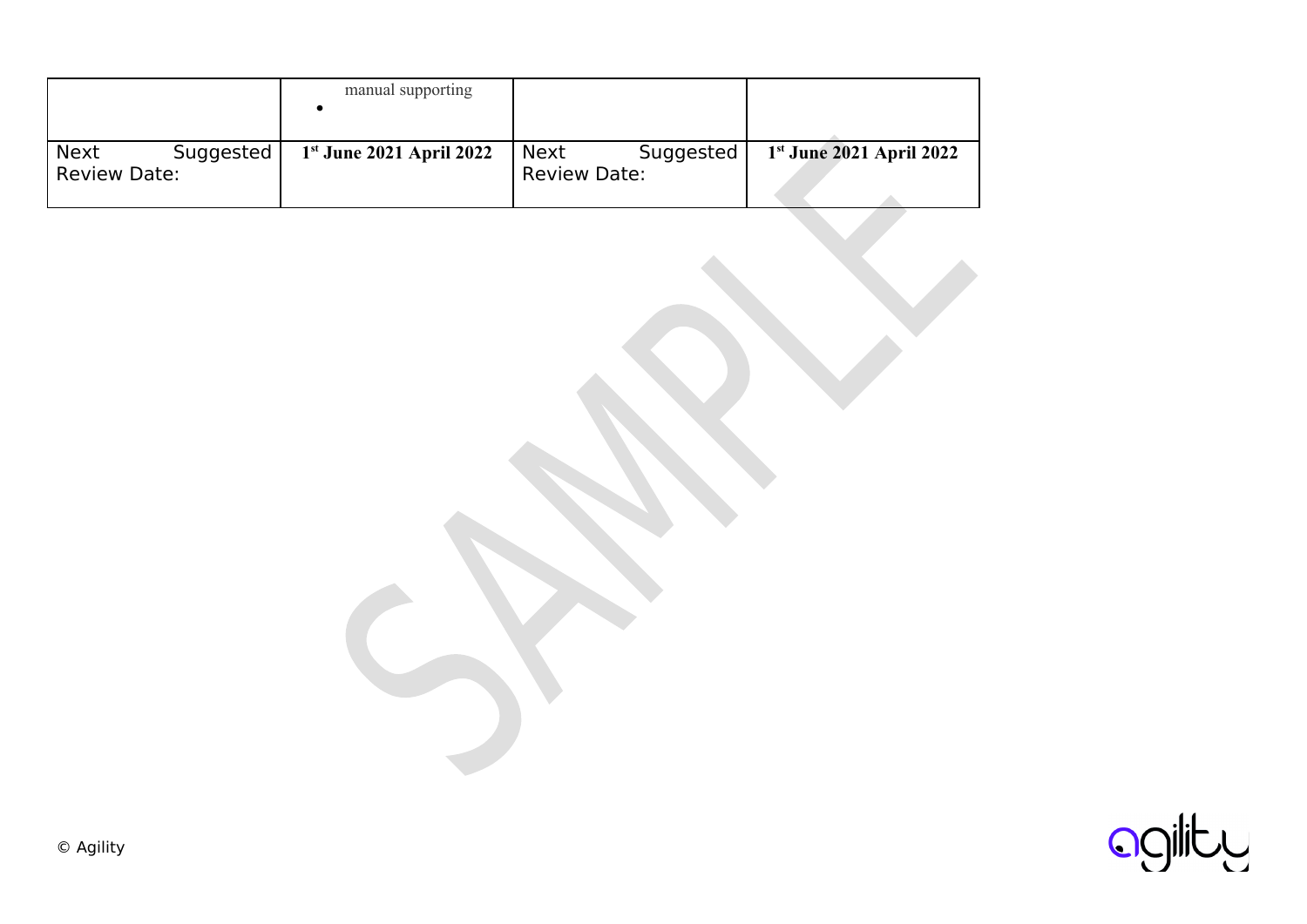| | | | |
|---|---|---|---|
| | manual supporting<br>• | | |
| Next Suggested Review Date: | **1st June 2021 April 2022** | Next Suggested Review Date: | **1st June 2021 April 2022** |

© Agility